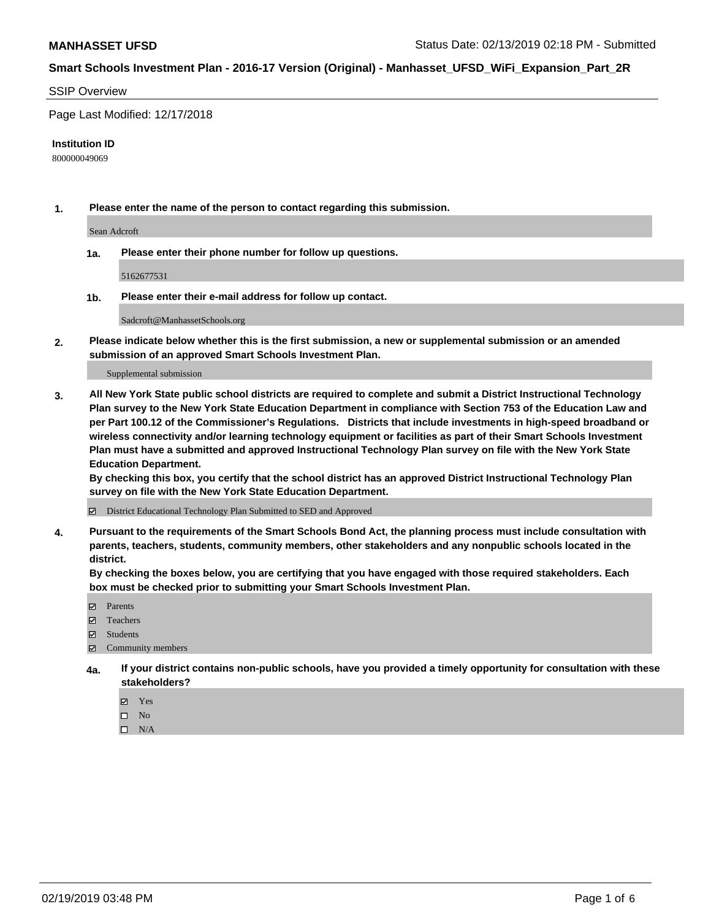**MANHASSET UFSD** Status Date: 02/13/2019 02:18 PM - Submitted

**Smart Schools Investment Plan - 2016-17 Version (Original) - Manhasset_UFSD_WiFi_Expansion_Part_2R**

SSIP Overview

Page Last Modified: 12/17/2018

**Institution ID**

800000049069

**1. Please enter the name of the person to contact regarding this submission.**

Sean Adcroft

**1a. Please enter their phone number for follow up questions.**

5162677531

**1b. Please enter their e-mail address for follow up contact.**

Sadcroft@ManhassetSchools.org

**2. Please indicate below whether this is the first submission, a new or supplemental submission or an amended submission of an approved Smart Schools Investment Plan.**

Supplemental submission

**3. All New York State public school districts are required to complete and submit a District Instructional Technology Plan survey to the New York State Education Department in compliance with Section 753 of the Education Law and per Part 100.12 of the Commissioner's Regulations. Districts that include investments in high-speed broadband or wireless connectivity and/or learning technology equipment or facilities as part of their Smart Schools Investment Plan must have a submitted and approved Instructional Technology Plan survey on file with the New York State Education Department.**
**By checking this box, you certify that the school district has an approved District Instructional Technology Plan survey on file with the New York State Education Department.**

☑ District Educational Technology Plan Submitted to SED and Approved

**4. Pursuant to the requirements of the Smart Schools Bond Act, the planning process must include consultation with parents, teachers, students, community members, other stakeholders and any nonpublic schools located in the district.**
**By checking the boxes below, you are certifying that you have engaged with those required stakeholders. Each box must be checked prior to submitting your Smart Schools Investment Plan.**

☑ Parents
☑ Teachers
☑ Students
☑ Community members

**4a. If your district contains non-public schools, have you provided a timely opportunity for consultation with these stakeholders?**

☑ Yes
☐ No
☐ N/A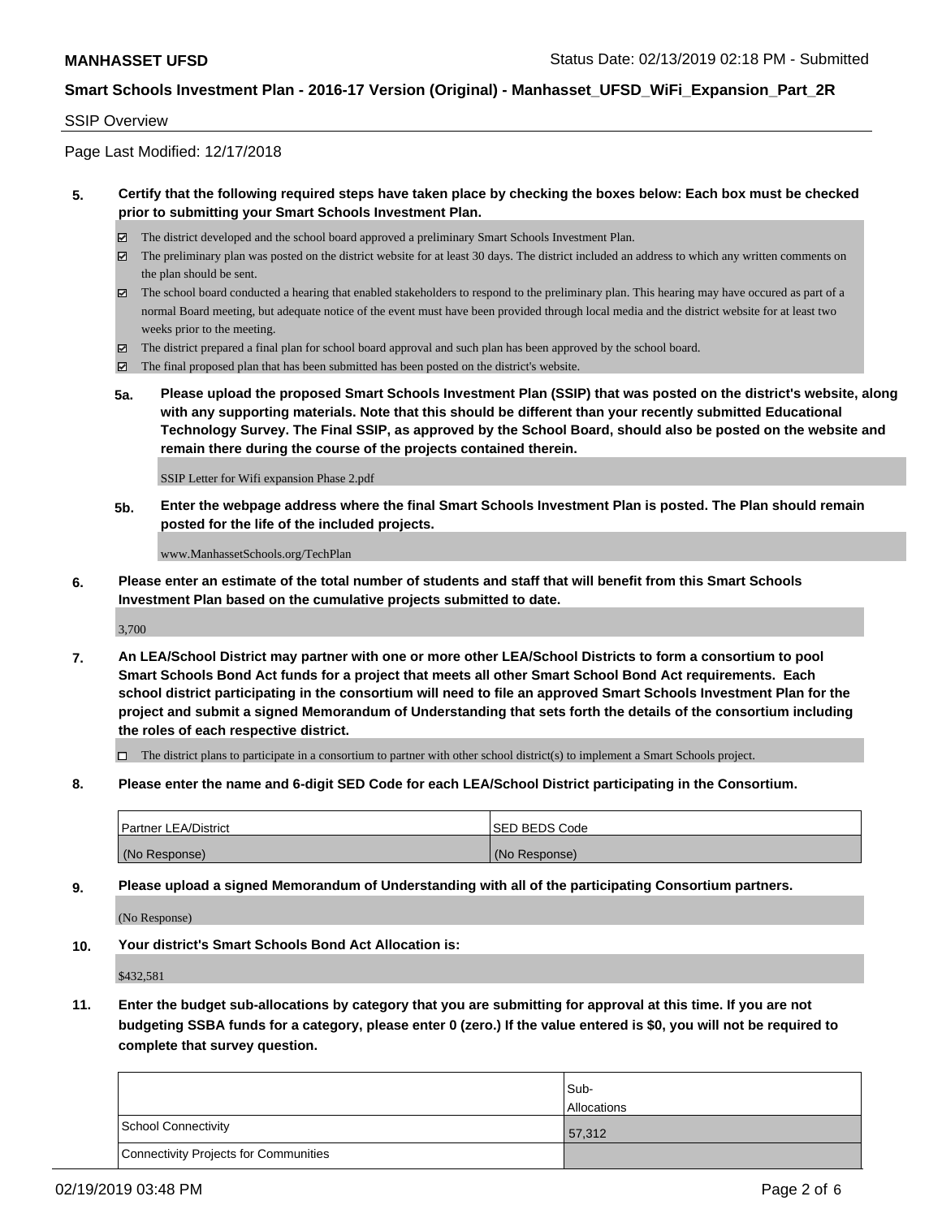SSIP Overview

Page Last Modified: 12/17/2018

**5. Certify that the following required steps have taken place by checking the boxes below: Each box must be checked prior to submitting your Smart Schools Investment Plan.**

- ☑ The district developed and the school board approved a preliminary Smart Schools Investment Plan.
- ☑ The preliminary plan was posted on the district website for at least 30 days. The district included an address to which any written comments on the plan should be sent.
- ☑ The school board conducted a hearing that enabled stakeholders to respond to the preliminary plan. This hearing may have occured as part of a normal Board meeting, but adequate notice of the event must have been provided through local media and the district website for at least two weeks prior to the meeting.
- ☑ The district prepared a final plan for school board approval and such plan has been approved by the school board.
- ☑ The final proposed plan that has been submitted has been posted on the district's website.

**5a. Please upload the proposed Smart Schools Investment Plan (SSIP) that was posted on the district's website, along with any supporting materials. Note that this should be different than your recently submitted Educational Technology Survey. The Final SSIP, as approved by the School Board, should also be posted on the website and remain there during the course of the projects contained therein.**

SSIP Letter for Wifi expansion Phase 2.pdf

**5b. Enter the webpage address where the final Smart Schools Investment Plan is posted. The Plan should remain posted for the life of the included projects.**

www.ManhassetSchools.org/TechPlan

**6. Please enter an estimate of the total number of students and staff that will benefit from this Smart Schools Investment Plan based on the cumulative projects submitted to date.**

3,700

**7. An LEA/School District may partner with one or more other LEA/School Districts to form a consortium to pool Smart Schools Bond Act funds for a project that meets all other Smart School Bond Act requirements. Each school district participating in the consortium will need to file an approved Smart Schools Investment Plan for the project and submit a signed Memorandum of Understanding that sets forth the details of the consortium including the roles of each respective district.**

- ☐ The district plans to participate in a consortium to partner with other school district(s) to implement a Smart Schools project.

**8. Please enter the name and 6-digit SED Code for each LEA/School District participating in the Consortium.**

| Partner LEA/District | SED BEDS Code |
|---|---|
| (No Response) | (No Response) |

**9. Please upload a signed Memorandum of Understanding with all of the participating Consortium partners.**

(No Response)

**10. Your district's Smart Schools Bond Act Allocation is:**

$432,581

**11. Enter the budget sub-allocations by category that you are submitting for approval at this time. If you are not budgeting SSBA funds for a category, please enter 0 (zero.) If the value entered is $0, you will not be required to complete that survey question.**

| | Sub-Allocations |
|---|---|
| School Connectivity | 57,312 |
| Connectivity Projects for Communities | |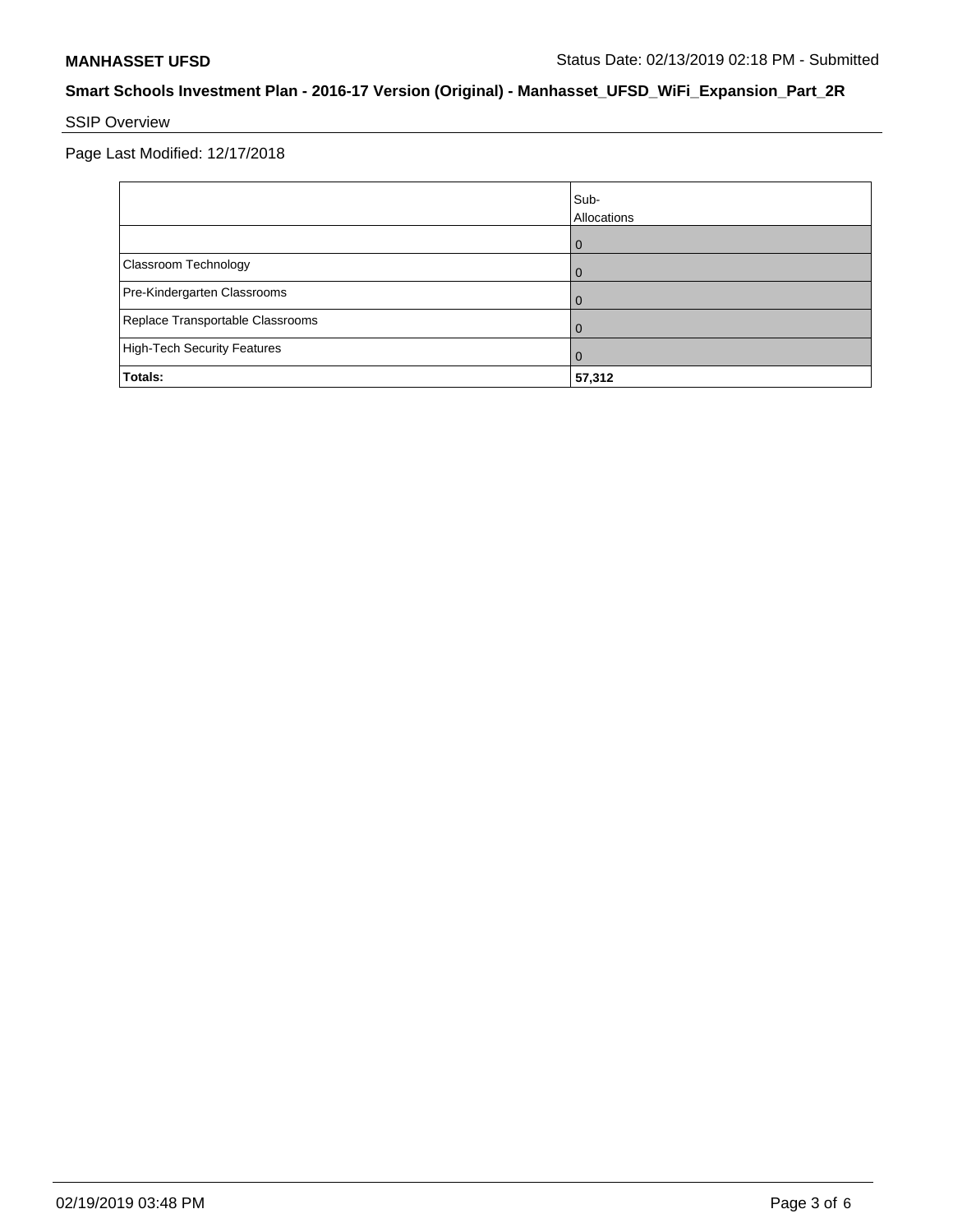**MANHASSET UFSD**

Status Date: 02/13/2019 02:18 PM - Submitted

**Smart Schools Investment Plan - 2016-17 Version (Original) - Manhasset_UFSD_WiFi_Expansion_Part_2R**

SSIP Overview

Page Last Modified: 12/17/2018

| | Sub-Allocations |
|---|---|
| | 0 |
| Classroom Technology | 0 |
| Pre-Kindergarten Classrooms | 0 |
| Replace Transportable Classrooms | 0 |
| High-Tech Security Features | 0 |
| **Totals:** | **57,312** |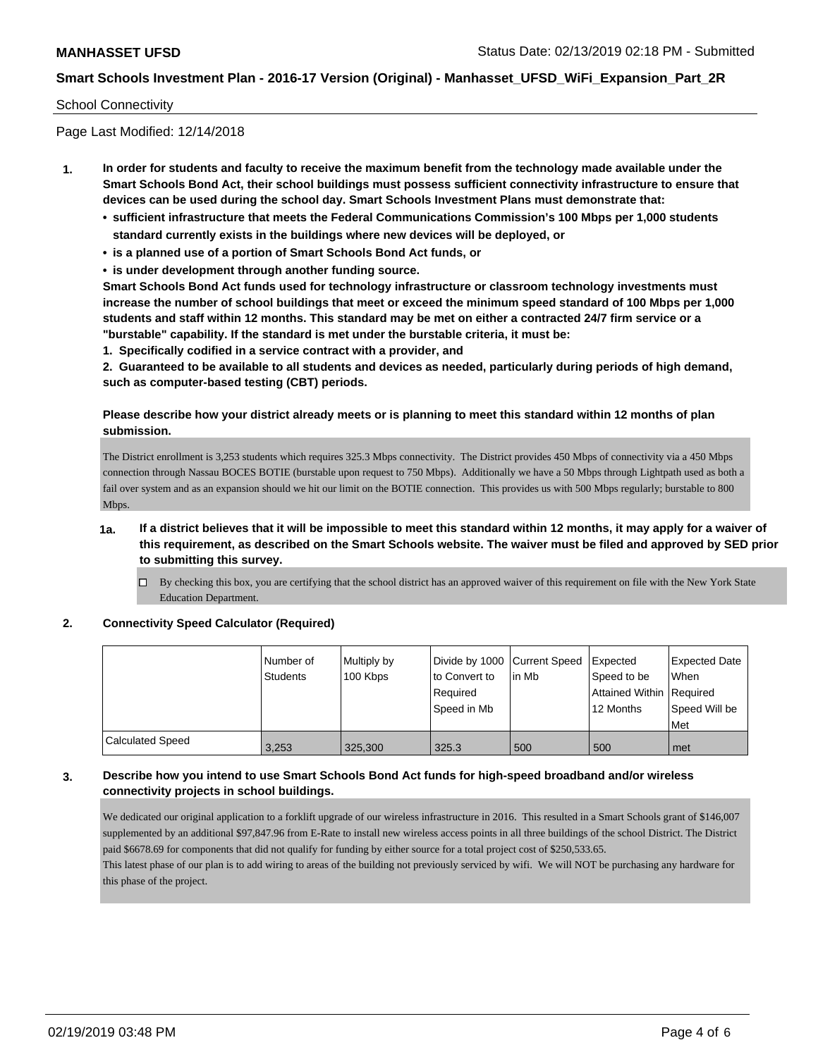School Connectivity

Page Last Modified: 12/14/2018

**1. In order for students and faculty to receive the maximum benefit from the technology made available under the Smart Schools Bond Act, their school buildings must possess sufficient connectivity infrastructure to ensure that devices can be used during the school day. Smart Schools Investment Plans must demonstrate that:**

- **sufficient infrastructure that meets the Federal Communications Commission's 100 Mbps per 1,000 students standard currently exists in the buildings where new devices will be deployed, or**
- **is a planned use of a portion of Smart Schools Bond Act funds, or**
- **is under development through another funding source.**

**Smart Schools Bond Act funds used for technology infrastructure or classroom technology investments must increase the number of school buildings that meet or exceed the minimum speed standard of 100 Mbps per 1,000 students and staff within 12 months. This standard may be met on either a contracted 24/7 firm service or a "burstable" capability. If the standard is met under the burstable criteria, it must be:**

**1. Specifically codified in a service contract with a provider, and**

**2. Guaranteed to be available to all students and devices as needed, particularly during periods of high demand, such as computer-based testing (CBT) periods.**

**Please describe how your district already meets or is planning to meet this standard within 12 months of plan submission.**

The District enrollment is 3,253 students which requires 325.3 Mbps connectivity. The District provides 450 Mbps of connectivity via a 450 Mbps connection through Nassau BOCES BOTIE (burstable upon request to 750 Mbps). Additionally we have a 50 Mbps through Lightpath used as both a fail over system and as an expansion should we hit our limit on the BOTIE connection. This provides us with 500 Mbps regularly; burstable to 800 Mbps.

**1a. If a district believes that it will be impossible to meet this standard within 12 months, it may apply for a waiver of this requirement, as described on the Smart Schools website. The waiver must be filed and approved by SED prior to submitting this survey.**

☐ By checking this box, you are certifying that the school district has an approved waiver of this requirement on file with the New York State Education Department.

**2. Connectivity Speed Calculator (Required)**

| | Number of Students | Multiply by 100 Kbps | Divide by 1000 to Convert to Required Speed in Mb | Current Speed in Mb | Expected Speed to be Attained Within 12 Months | Expected Date When Required Speed Will be Met |
|---|---|---|---|---|---|---|
| Calculated Speed | 3,253 | 325,300 | 325.3 | 500 | 500 | met |

**3. Describe how you intend to use Smart Schools Bond Act funds for high-speed broadband and/or wireless connectivity projects in school buildings.**

We dedicated our original application to a forklift upgrade of our wireless infrastructure in 2016. This resulted in a Smart Schools grant of $146,007 supplemented by an additional $97,847.96 from E-Rate to install new wireless access points in all three buildings of the school District. The District paid $6678.69 for components that did not qualify for funding by either source for a total project cost of $250,533.65.

This latest phase of our plan is to add wiring to areas of the building not previously serviced by wifi. We will NOT be purchasing any hardware for this phase of the project.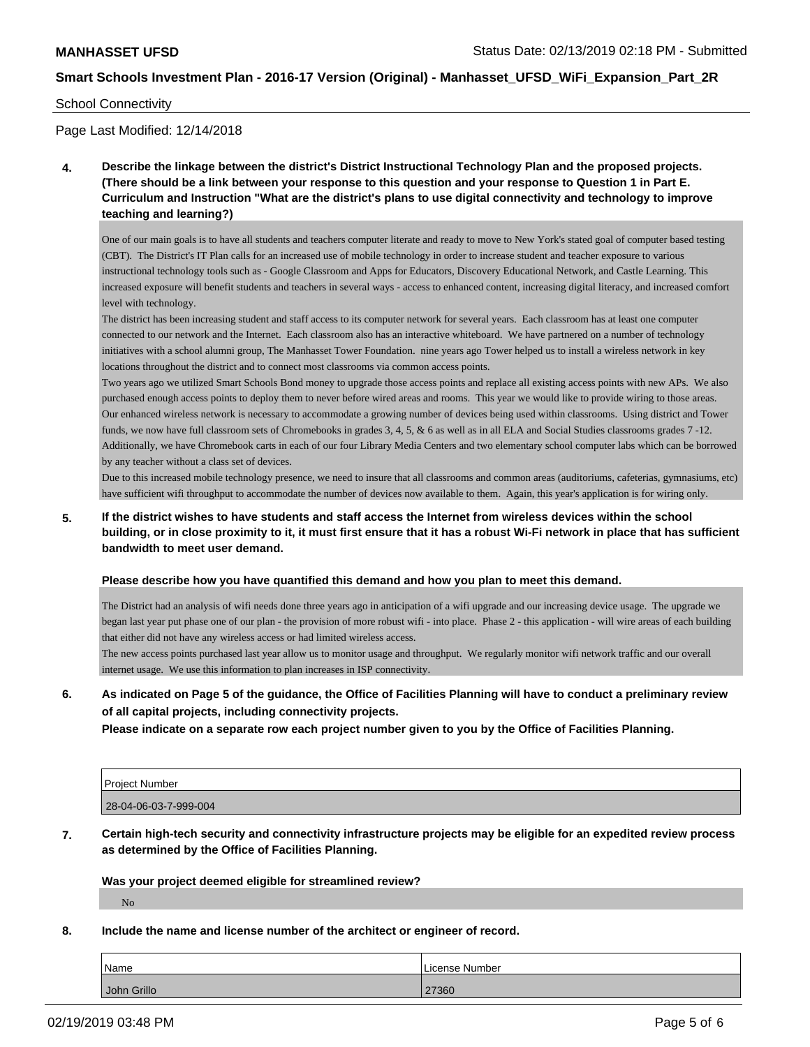**MANHASSET UFSD** Status Date: 02/13/2019 02:18 PM - Submitted

**Smart Schools Investment Plan - 2016-17 Version (Original) - Manhasset_UFSD_WiFi_Expansion_Part_2R**

School Connectivity

Page Last Modified: 12/14/2018

**4. Describe the linkage between the district's District Instructional Technology Plan and the proposed projects. (There should be a link between your response to this question and your response to Question 1 in Part E. Curriculum and Instruction "What are the district's plans to use digital connectivity and technology to improve teaching and learning?)**

One of our main goals is to have all students and teachers computer literate and ready to move to New York's stated goal of computer based testing (CBT). The District's IT Plan calls for an increased use of mobile technology in order to increase student and teacher exposure to various instructional technology tools such as - Google Classroom and Apps for Educators, Discovery Educational Network, and Castle Learning. This increased exposure will benefit students and teachers in several ways - access to enhanced content, increasing digital literacy, and increased comfort level with technology.

The district has been increasing student and staff access to its computer network for several years. Each classroom has at least one computer connected to our network and the Internet. Each classroom also has an interactive whiteboard. We have partnered on a number of technology initiatives with a school alumni group, The Manhasset Tower Foundation. nine years ago Tower helped us to install a wireless network in key locations throughout the district and to connect most classrooms via common access points.

Two years ago we utilized Smart Schools Bond money to upgrade those access points and replace all existing access points with new APs. We also purchased enough access points to deploy them to never before wired areas and rooms. This year we would like to provide wiring to those areas.

Our enhanced wireless network is necessary to accommodate a growing number of devices being used within classrooms. Using district and Tower funds, we now have full classroom sets of Chromebooks in grades 3, 4, 5, & 6 as well as in all ELA and Social Studies classrooms grades 7 -12.

Additionally, we have Chromebook carts in each of our four Library Media Centers and two elementary school computer labs which can be borrowed by any teacher without a class set of devices.

Due to this increased mobile technology presence, we need to insure that all classrooms and common areas (auditoriums, cafeterias, gymnasiums, etc) have sufficient wifi throughput to accommodate the number of devices now available to them. Again, this year's application is for wiring only.

**5. If the district wishes to have students and staff access the Internet from wireless devices within the school building, or in close proximity to it, it must first ensure that it has a robust Wi-Fi network in place that has sufficient bandwidth to meet user demand.**

**Please describe how you have quantified this demand and how you plan to meet this demand.**

The District had an analysis of wifi needs done three years ago in anticipation of a wifi upgrade and our increasing device usage. The upgrade we began last year put phase one of our plan - the provision of more robust wifi - into place. Phase 2 - this application - will wire areas of each building that either did not have any wireless access or had limited wireless access.

The new access points purchased last year allow us to monitor usage and throughput. We regularly monitor wifi network traffic and our overall internet usage. We use this information to plan increases in ISP connectivity.

**6. As indicated on Page 5 of the guidance, the Office of Facilities Planning will have to conduct a preliminary review of all capital projects, including connectivity projects.**
**Please indicate on a separate row each project number given to you by the Office of Facilities Planning.**

| Project Number |
| --- |
| 28-04-06-03-7-999-004 |

**7. Certain high-tech security and connectivity infrastructure projects may be eligible for an expedited review process as determined by the Office of Facilities Planning.**

**Was your project deemed eligible for streamlined review?**

No

**8. Include the name and license number of the architect or engineer of record.**

| Name | License Number |
| --- | --- |
| John Grillo | 27360 |

02/19/2019 03:48 PM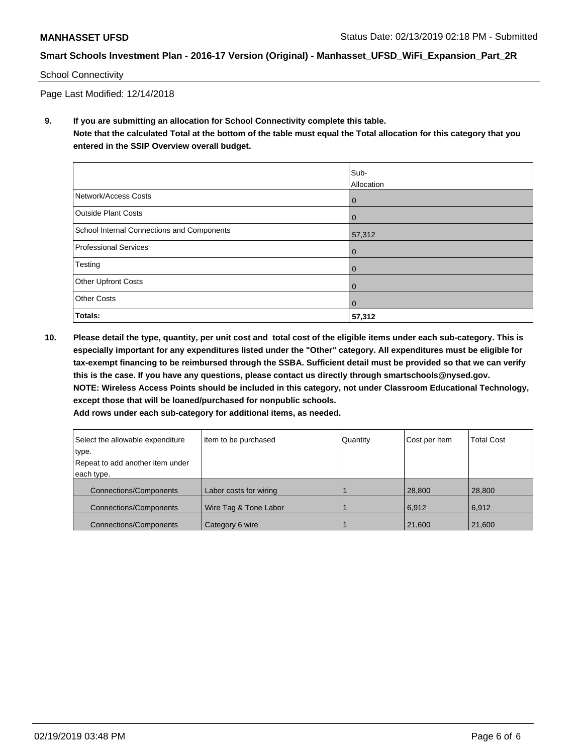School Connectivity

Page Last Modified: 12/14/2018

**9. If you are submitting an allocation for School Connectivity complete this table. Note that the calculated Total at the bottom of the table must equal the Total allocation for this category that you entered in the SSIP Overview overall budget.**

| | Sub-Allocation |
|---|---|
| Network/Access Costs | 0 |
| Outside Plant Costs | 0 |
| School Internal Connections and Components | 57,312 |
| Professional Services | 0 |
| Testing | 0 |
| Other Upfront Costs | 0 |
| Other Costs | 0 |
| **Totals:** | **57,312** |

**10. Please detail the type, quantity, per unit cost and total cost of the eligible items under each sub-category. This is especially important for any expenditures listed under the "Other" category. All expenditures must be eligible for tax-exempt financing to be reimbursed through the SSBA. Sufficient detail must be provided so that we can verify this is the case. If you have any questions, please contact us directly through smartschools@nysed.gov. NOTE: Wireless Access Points should be included in this category, not under Classroom Educational Technology, except those that will be loaned/purchased for nonpublic schools. Add rows under each sub-category for additional items, as needed.**

| Select the allowable expenditure type. Repeat to add another item under each type. | Item to be purchased | Quantity | Cost per Item | Total Cost |
|---|---|---|---|---|
| Connections/Components | Labor costs for wiring | 1 | 28,800 | 28,800 |
| Connections/Components | Wire Tag & Tone Labor | 1 | 6,912 | 6,912 |
| Connections/Components | Category 6 wire | 1 | 21,600 | 21,600 |